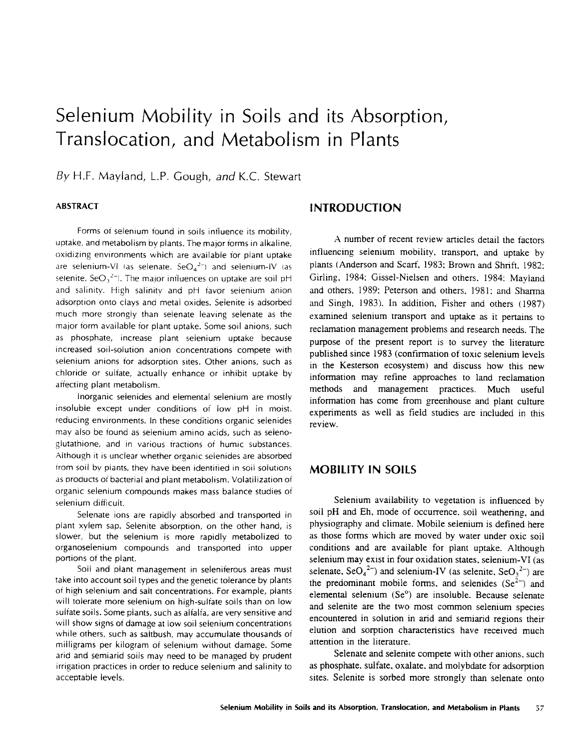# Selenium Mobility in Soils and its Absorption, Translocation, and Metabolism in Plants

*By* H.F. Mayland, L.P. Gough, *and* K.C. Stewart

## ABSTRACT

Forms of selenium found in soils influence its mobility, uptake, and metabolism by plants. The major forms in alkaline, oxidizing environments which are available for plant uptake are selenium-VI (as selenate, $SeO_4^{2-}$) and selenium-IV (as selenite, $SeO_3^{2-}$). The major influences on uptake are soil pH and salinity. High salinity and pH favor selenium anion adsorption onto clays and metal oxides. Selenite is adsorbed much more strongly than selenate leaving selenate as the major form available for plant uptake. Some soil anions, such as phosphate, increase plant selenium uptake because increased soil-solution anion concentrations compete with selenium anions for adsorption sites. Other anions, such as chloride or sulfate, actually enhance or inhibit uptake by affecting plant metabolism.

Inorganic selenides and elemental selenium are mostly insoluble except under conditions of low pH in moist, reducing environments. In these conditions organic selenides may also be found as selenium amino acids, such as seleno-glutathione, and in various fractions of humic substances. Although it is unclear whether organic selenides are absorbed from soil by plants, they have been identified in soil solutions as products of bacterial and plant metabolism. Volatilization of organic selenium compounds makes mass balance studies of selenium difficult.

Selenate ions are rapidly absorbed and transported in plant xylem sap. Selenite absorption, on the other hand, is slower, but the selenium is more rapidly metabolized to organoselenium compounds and transported into upper portions of the plant.

Soil and plant management in seleniferous areas must take into account soil types and the genetic tolerance by plants of high selenium and salt concentrations. For example, plants will tolerate more selenium on high-sulfate soils than on low sulfate soils. Some plants, such as alfalfa, are very sensitive and will show signs of damage at low soil selenium concentrations while others, such as saltbush, may accumulate thousands of milligrams per kilogram of selenium without damage. Some arid and semiarid soils may need to be managed by prudent irrigation practices in order to reduce selenium and salinity to acceptable levels.

## INTRODUCTION

A number of recent review articles detail the factors influencing selenium mobility, transport, and uptake by plants (Anderson and Scarf, 1983; Brown and Shrift, 1982; Girling, 1984; Gissel-Nielsen and others, 1984; Mayland and others, 1989; Peterson and others, 1981; and Sharma and Singh, 1983). In addition, Fisher and others (1987) examined selenium transport and uptake as it pertains to reclamation management problems and research needs. The purpose of the present report is to survey the literature published since 1983 (confirmation of toxic selenium levels in the Kesterson ecosystem) and discuss how this new information may refine approaches to land reclamation methods and management practices. Much useful information has come from greenhouse and plant culture experiments as well as field studies are included in this review.

## MOBILITY IN SOILS

Selenium availability to vegetation is influenced by soil pH and Eh, mode of occurrence, soil weathering, and physiography and climate. Mobile selenium is defined here as those forms which are moved by water under oxic soil conditions and are available for plant uptake. Although selenium may exist in four oxidation states, selenium-VI (as selenate, $SeO_4^{2-}$) and selenium-IV (as selenite, $SeO_3^{2-}$) are the predominant mobile forms, and selenides ($Se^{2-}$) and elemental selenium ($Se^{o}$) are insoluble. Because selenate and selenite are the two most common selenium species encountered in solution in arid and semiarid regions their elution and sorption characteristics have received much attention in the literature.

Selenate and selenite compete with other anions, such as phosphate, sulfate, oxalate, and molybdate for adsorption sites. Selenite is sorbed more strongly than selenate onto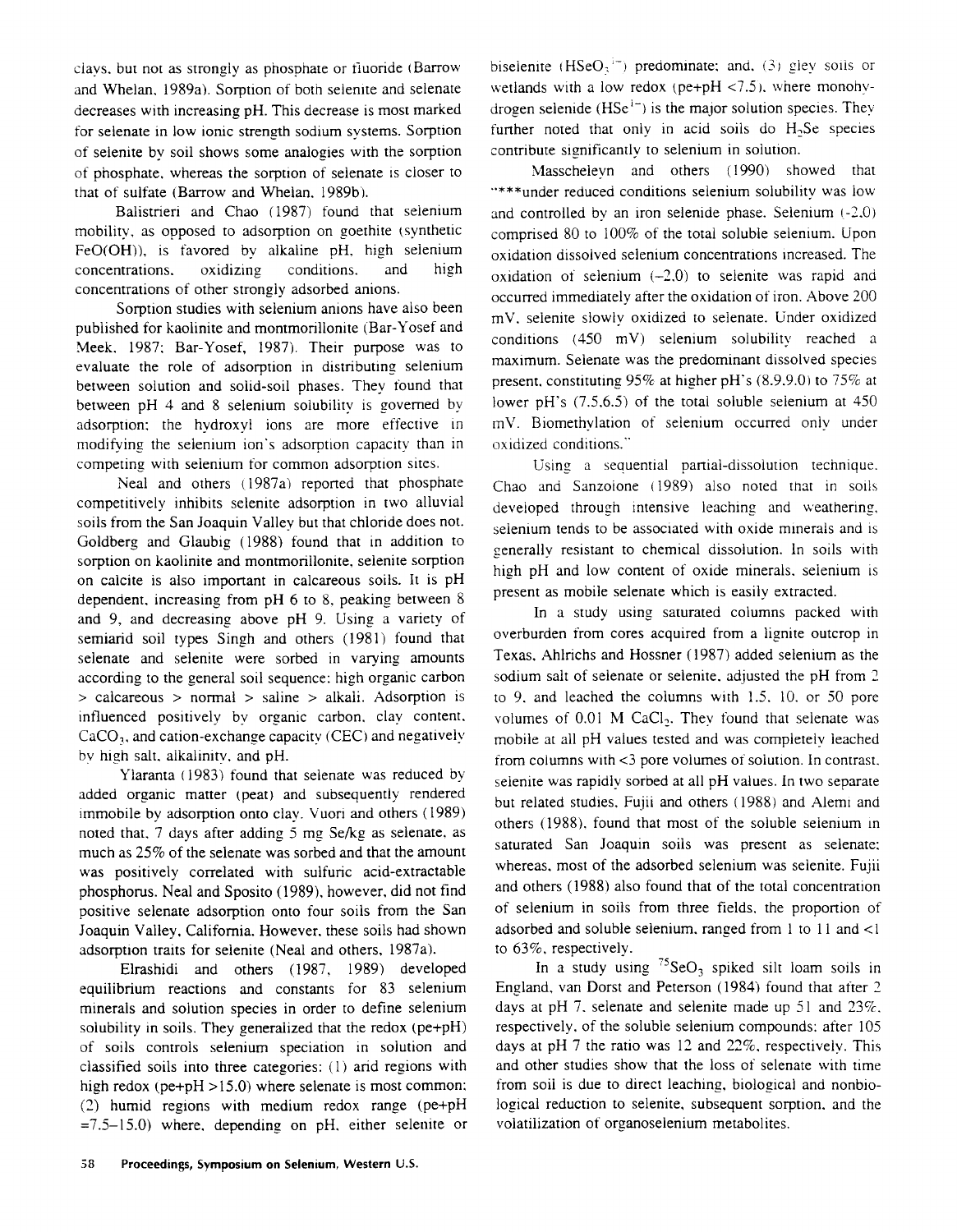clays, but not as strongly as phosphate or fluoride (Barrow and Whelan, 1989a). Sorption of both selenite and selenate decreases with increasing pH. This decrease is most marked for selenate in low ionic strength sodium systems. Sorption of selenite by soil shows some analogies with the sorption of phosphate, whereas the sorption of selenate is closer to that of sulfate (Barrow and Whelan, 1989b).

Balistrieri and Chao (1987) found that selenium mobility, as opposed to adsorption on goethite (synthetic FeO(OH)), is favored by alkaline pH, high selenium concentrations, oxidizing conditions, and high concentrations of other strongly adsorbed anions.

Sorption studies with selenium anions have also been published for kaolinite and montmorillonite (Bar-Yosef and Meek, 1987; Bar-Yosef, 1987). Their purpose was to evaluate the role of adsorption in distributing selenium between solution and solid-soil phases. They found that between pH 4 and 8 selenium solubility is governed by adsorption; the hydroxyl ions are more effective in modifying the selenium ion's adsorption capacity than in competing with selenium for common adsorption sites.

Neal and others (1987a) reported that phosphate competitively inhibits selenite adsorption in two alluvial soils from the San Joaquin Valley but that chloride does not. Goldberg and Glaubig (1988) found that in addition to sorption on kaolinite and montmorillonite, selenite sorption on calcite is also important in calcareous soils. It is pH dependent, increasing from pH 6 to 8, peaking between 8 and 9, and decreasing above pH 9. Using a variety of semiarid soil types Singh and others (1981) found that selenate and selenite were sorbed in varying amounts according to the general soil sequence: high organic carbon > calcareous > normal > saline > alkali. Adsorption is influenced positively by organic carbon, clay content, $CaCO_3$, and cation-exchange capacity (CEC) and negatively by high salt, alkalinity, and pH.

Ylaranta (1983) found that selenate was reduced by added organic matter (peat) and subsequently rendered immobile by adsorption onto clay. Vuori and others (1989) noted that, 7 days after adding 5 mg Se/kg as selenate, as much as 25% of the selenate was sorbed and that the amount was positively correlated with sulfuric acid-extractable phosphorus. Neal and Sposito (1989), however, did not find positive selenate adsorption onto four soils from the San Joaquin Valley, California. However, these soils had shown adsorption traits for selenite (Neal and others, 1987a).

Elrashidi and others (1987, 1989) developed equilibrium reactions and constants for 83 selenium minerals and solution species in order to define selenium solubility in soils. They generalized that the redox (pe+pH) of soils controls selenium speciation in solution and classified soils into three categories: (1) arid regions with high redox (pe+pH >15.0) where selenate is most common; (2) humid regions with medium redox range (pe+pH =7.5–15.0) where, depending on pH, either selenite or biselenite ($HSeO_3^{1-}$) predominate; and, (3) gley soils or wetlands with a low redox (pe+pH <7.5), where monohydrogen selenide ($HSe^{1-}$) is the major solution species. They further noted that only in acid soils do $H_2Se$ species contribute significantly to selenium in solution.

Masscheleyn and others (1990) showed that "***under reduced conditions selenium solubility was low and controlled by an iron selenide phase. Selenium (-2.0) comprised 80 to 100% of the total soluble selenium. Upon oxidation dissolved selenium concentrations increased. The oxidation of selenium (–2.0) to selenite was rapid and occurred immediately after the oxidation of iron. Above 200 mV, selenite slowly oxidized to selenate. Under oxidized conditions (450 mV) selenium solubility reached a maximum. Selenate was the predominant dissolved species present, constituting 95% at higher pH's (8.9,9.0) to 75% at lower pH's (7.5,6.5) of the total soluble selenium at 450 mV. Biomethylation of selenium occurred only under oxidized conditions."

Using a sequential partial-dissolution technique, Chao and Sanzolone (1989) also noted that in soils developed through intensive leaching and weathering, selenium tends to be associated with oxide minerals and is generally resistant to chemical dissolution. In soils with high pH and low content of oxide minerals, selenium is present as mobile selenate which is easily extracted.

In a study using saturated columns packed with overburden from cores acquired from a lignite outcrop in Texas, Ahlrichs and Hossner (1987) added selenium as the sodium salt of selenate or selenite, adjusted the pH from 2 to 9, and leached the columns with 1.5, 10, or 50 pore volumes of 0.01 M $CaCl_2$. They found that selenate was mobile at all pH values tested and was completely leached from columns with <3 pore volumes of solution. In contrast, selenite was rapidly sorbed at all pH values. In two separate but related studies, Fujii and others (1988) and Alemi and others (1988), found that most of the soluble selenium in saturated San Joaquin soils was present as selenate; whereas, most of the adsorbed selenium was selenite. Fujii and others (1988) also found that of the total concentration of selenium in soils from three fields, the proportion of adsorbed and soluble selenium, ranged from 1 to 11 and <1 to 63%, respectively.

In a study using $^{75}SeO_3$ spiked silt loam soils in England, van Dorst and Peterson (1984) found that after 2 days at pH 7, selenate and selenite made up 51 and 23%, respectively, of the soluble selenium compounds; after 105 days at pH 7 the ratio was 12 and 22%, respectively. This and other studies show that the loss of selenate with time from soil is due to direct leaching, biological and nonbiological reduction to selenite, subsequent sorption, and the volatilization of organoselenium metabolites.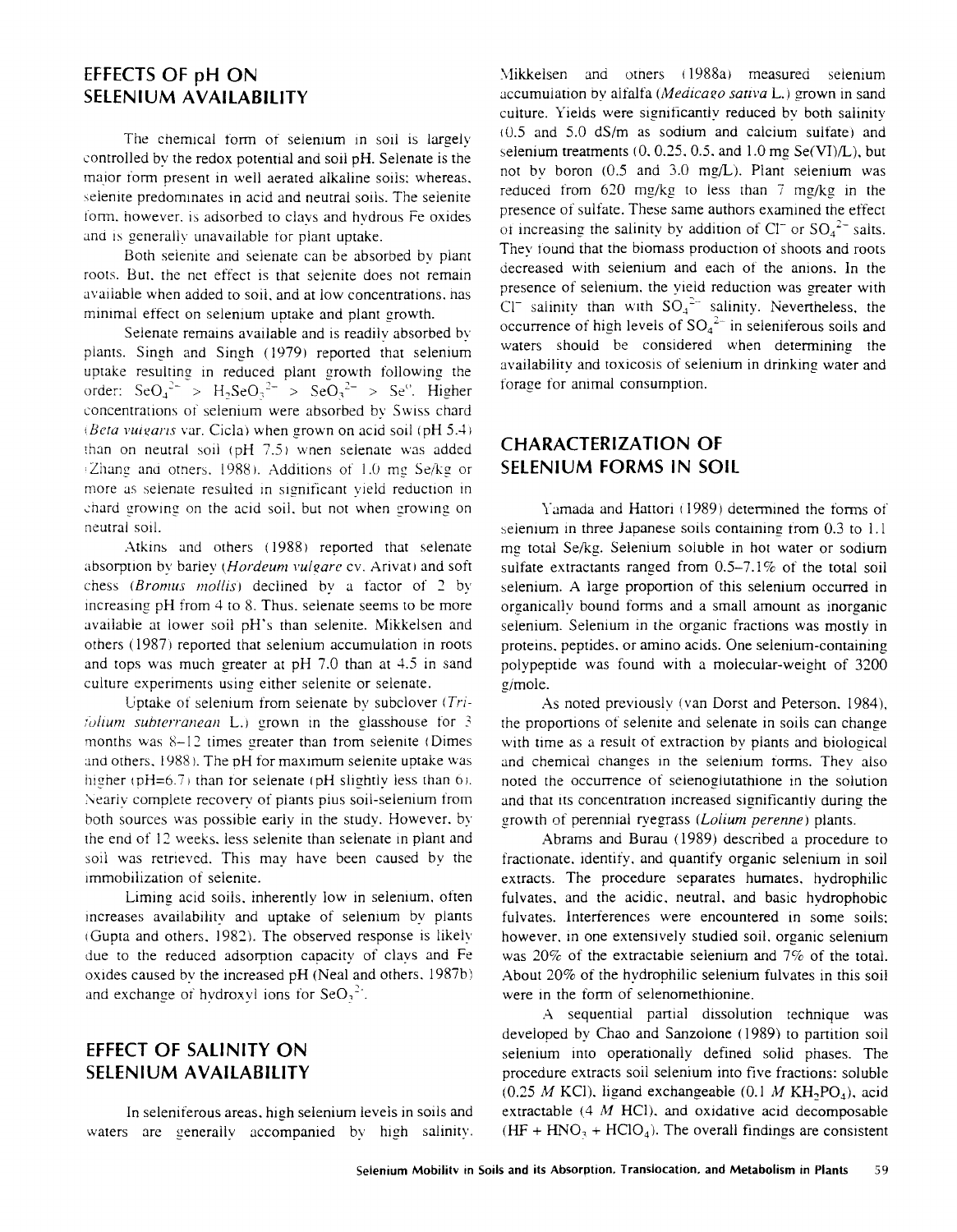## EFFECTS OF pH ON SELENIUM AVAILABILITY

The chemical form of selenium in soil is largely controlled by the redox potential and soil pH. Selenate is the major form present in well aerated alkaline soils; whereas, selenite predominates in acid and neutral soils. The selenite form, however, is adsorbed to clays and hydrous Fe oxides and is generally unavailable for plant uptake.

Both selenite and selenate can be absorbed by plant roots. But, the net effect is that selenite does not remain available when added to soil, and at low concentrations, has minimal effect on selenium uptake and plant growth.

Selenate remains available and is readily absorbed by plants. Singh and Singh (1979) reported that selenium uptake resulting in reduced plant growth following the order: $SeO_4^{2-}$ > $H_2SeO_3^{2-}$ > $SeO_3^{2-}$ > $Se^0$. Higher concentrations of selenium were absorbed by Swiss chard (*Beta vulgaris* var. Cicla) when grown on acid soil (pH 5.4) than on neutral soil (pH 7.5) when selenate was added (Zhang and others, 1988). Additions of 1.0 mg Se/kg or more as selenate resulted in significant yield reduction in chard growing on the acid soil, but not when growing on neutral soil.

Atkins and others (1988) reported that selenate absorption by barley (*Hordeum vulgare* cv. Arivat) and soft chess (*Bromus mollis*) declined by a factor of 2 by increasing pH from 4 to 8. Thus, selenate seems to be more available at lower soil pH's than selenite. Mikkelsen and others (1987) reported that selenium accumulation in roots and tops was much greater at pH 7.0 than at 4.5 in sand culture experiments using either selenite or selenate.

Uptake of selenium from selenate by subclover (*Trifolium subterranean* L.) grown in the glasshouse for 3 months was 8–12 times greater than from selenite (Dimes and others, 1988). The pH for maximum selenite uptake was higher (pH=6.7) than for selenate (pH slightly less than 6). Nearly complete recovery of plants plus soil-selenium from both sources was possible early in the study. However, by the end of 12 weeks, less selenite than selenate in plant and soil was retrieved. This may have been caused by the immobilization of selenite.

Liming acid soils, inherently low in selenium, often increases availability and uptake of selenium by plants (Gupta and others, 1982). The observed response is likely due to the reduced adsorption capacity of clays and Fe oxides caused by the increased pH (Neal and others, 1987b) and exchange of hydroxyl ions for $SeO_3^{2-}$.

## EFFECT OF SALINITY ON SELENIUM AVAILABILITY

In seleniferous areas, high selenium levels in soils and waters are generally accompanied by high salinity. Mikkelsen and others (1988a) measured selenium accumulation by alfalfa (*Medicago sativa* L.) grown in sand culture. Yields were significantly reduced by both salinity (0.5 and 5.0 dS/m as sodium and calcium sulfate) and selenium treatments (0, 0.25, 0.5, and 1.0 mg Se(VI)/L), but not by boron (0.5 and 3.0 mg/L). Plant selenium was reduced from 620 mg/kg to less than 7 mg/kg in the presence of sulfate. These same authors examined the effect of increasing the salinity by addition of $Cl^-$ or $SO_4^{2-}$ salts. They found that the biomass production of shoots and roots decreased with selenium and each of the anions. In the presence of selenium, the yield reduction was greater with $Cl^-$ salinity than with $SO_4^{2-}$ salinity. Nevertheless, the occurrence of high levels of $SO_4^{2-}$ in seleniferous soils and waters should be considered when determining the availability and toxicosis of selenium in drinking water and forage for animal consumption.

## CHARACTERIZATION OF SELENIUM FORMS IN SOIL

Yamada and Hattori (1989) determined the forms of selenium in three Japanese soils containing from 0.3 to 1.1 mg total Se/kg. Selenium soluble in hot water or sodium sulfate extractants ranged from 0.5–7.1% of the total soil selenium. A large proportion of this selenium occurred in organically bound forms and a small amount as inorganic selenium. Selenium in the organic fractions was mostly in proteins, peptides, or amino acids. One selenium-containing polypeptide was found with a molecular-weight of 3200 g/mole.

As noted previously (van Dorst and Peterson, 1984), the proportions of selenite and selenate in soils can change with time as a result of extraction by plants and biological and chemical changes in the selenium forms. They also noted the occurrence of selenoglutathione in the solution and that its concentration increased significantly during the growth of perennial ryegrass (*Lolium perenne*) plants.

Abrams and Burau (1989) described a procedure to fractionate, identify, and quantify organic selenium in soil extracts. The procedure separates humates, hydrophilic fulvates, and the acidic, neutral, and basic hydrophobic fulvates. Interferences were encountered in some soils; however, in one extensively studied soil, organic selenium was 20% of the extractable selenium and 7% of the total. About 20% of the hydrophilic selenium fulvates in this soil were in the form of selenomethionine.

A sequential partial dissolution technique was developed by Chao and Sanzolone (1989) to partition soil selenium into operationally defined solid phases. The procedure extracts soil selenium into five fractions: soluble (0.25 *M* KCl), ligand exchangeable (0.1 *M* $KH_2PO_4$), acid extractable (4 *M* HCl), and oxidative acid decomposable ($HF + HNO_3 + HClO_4$). The overall findings are consistent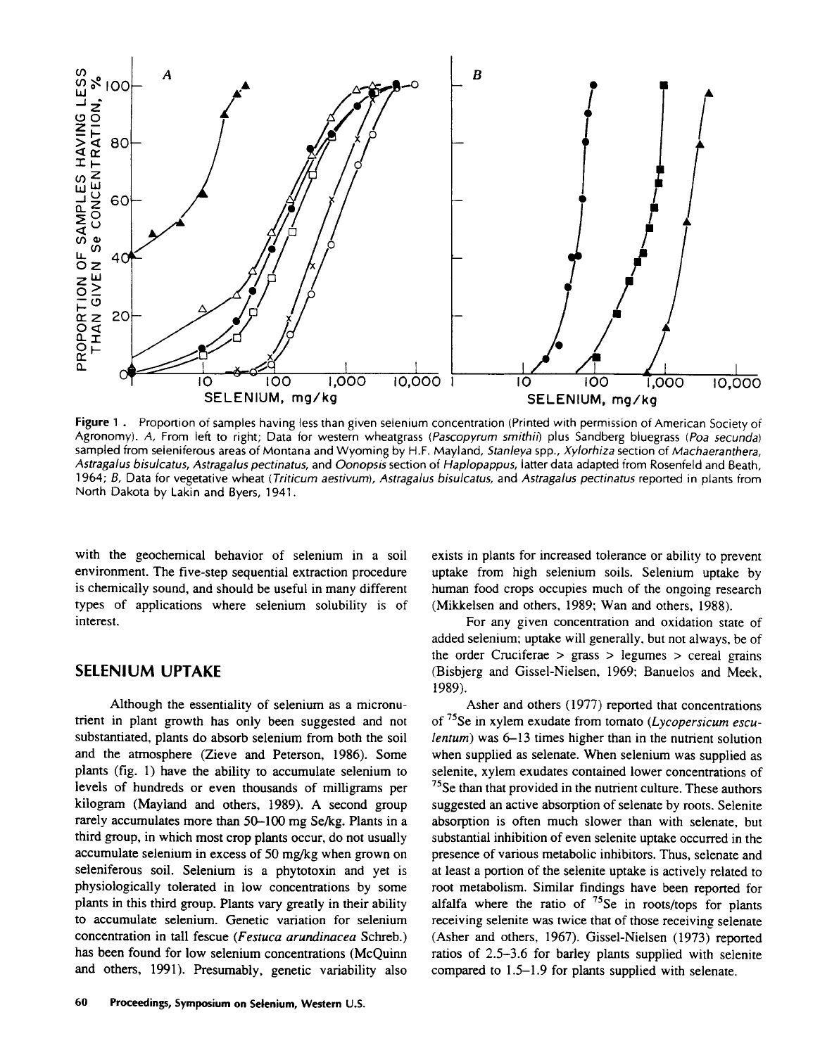**Figure 1.** Proportion of samples having less than given selenium concentration (Printed with permission of American Society of Agronomy). *A*, From left to right; Data for western wheatgrass (*Pascopyrum smithii*) plus Sandberg bluegrass (*Poa secunda*) sampled from seleniferous areas of Montana and Wyoming by H.F. Mayland, *Stanleya* spp., *Xylorhiza* section of *Machaeranthera*, *Astragalus bisulcatus*, *Astragalus pectinatus*, and *Oonopsis* section of *Haplopappus*, latter data adapted from Rosenfeld and Beath, 1964; *B*, Data for vegetative wheat (*Triticum aestivum*), *Astragalus bisulcatus*, and *Astragalus pectinatus* reported in plants from North Dakota by Lakin and Byers, 1941.

with the geochemical behavior of selenium in a soil environment. The five-step sequential extraction procedure is chemically sound, and should be useful in many different types of applications where selenium solubility is of interest.

## SELENIUM UPTAKE

Although the essentiality of selenium as a micronutrient in plant growth has only been suggested and not substantiated, plants do absorb selenium from both the soil and the atmosphere (Zieve and Peterson, 1986). Some plants (fig. 1) have the ability to accumulate selenium to levels of hundreds or even thousands of milligrams per kilogram (Mayland and others, 1989). A second group rarely accumulates more than 50–100 mg Se/kg. Plants in a third group, in which most crop plants occur, do not usually accumulate selenium in excess of 50 mg/kg when grown on seleniferous soil. Selenium is a phytotoxin and yet is physiologically tolerated in low concentrations by some plants in this third group. Plants vary greatly in their ability to accumulate selenium. Genetic variation for selenium concentration in tall fescue (*Festuca arundinacea* Schreb.) has been found for low selenium concentrations (McQuinn and others, 1991). Presumably, genetic variability also exists in plants for increased tolerance or ability to prevent uptake from high selenium soils. Selenium uptake by human food crops occupies much of the ongoing research (Mikkelsen and others, 1989; Wan and others, 1988).

For any given concentration and oxidation state of added selenium; uptake will generally, but not always, be of the order Cruciferae > grass > legumes > cereal grains (Bisbjerg and Gissel-Nielsen, 1969; Banuelos and Meek, 1989).

Asher and others (1977) reported that concentrations of $^{75}$Se in xylem exudate from tomato (*Lycopersicum esculentum*) was 6–13 times higher than in the nutrient solution when supplied as selenate. When selenium was supplied as selenite, xylem exudates contained lower concentrations of $^{75}$Se than that provided in the nutrient culture. These authors suggested an active absorption of selenate by roots. Selenite absorption is often much slower than with selenate, but substantial inhibition of even selenite uptake occurred in the presence of various metabolic inhibitors. Thus, selenate and at least a portion of the selenite uptake is actively related to root metabolism. Similar findings have been reported for alfalfa where the ratio of $^{75}$Se in roots/tops for plants receiving selenite was twice that of those receiving selenate (Asher and others, 1967). Gissel-Nielsen (1973) reported ratios of 2.5–3.6 for barley plants supplied with selenite compared to 1.5–1.9 for plants supplied with selenate.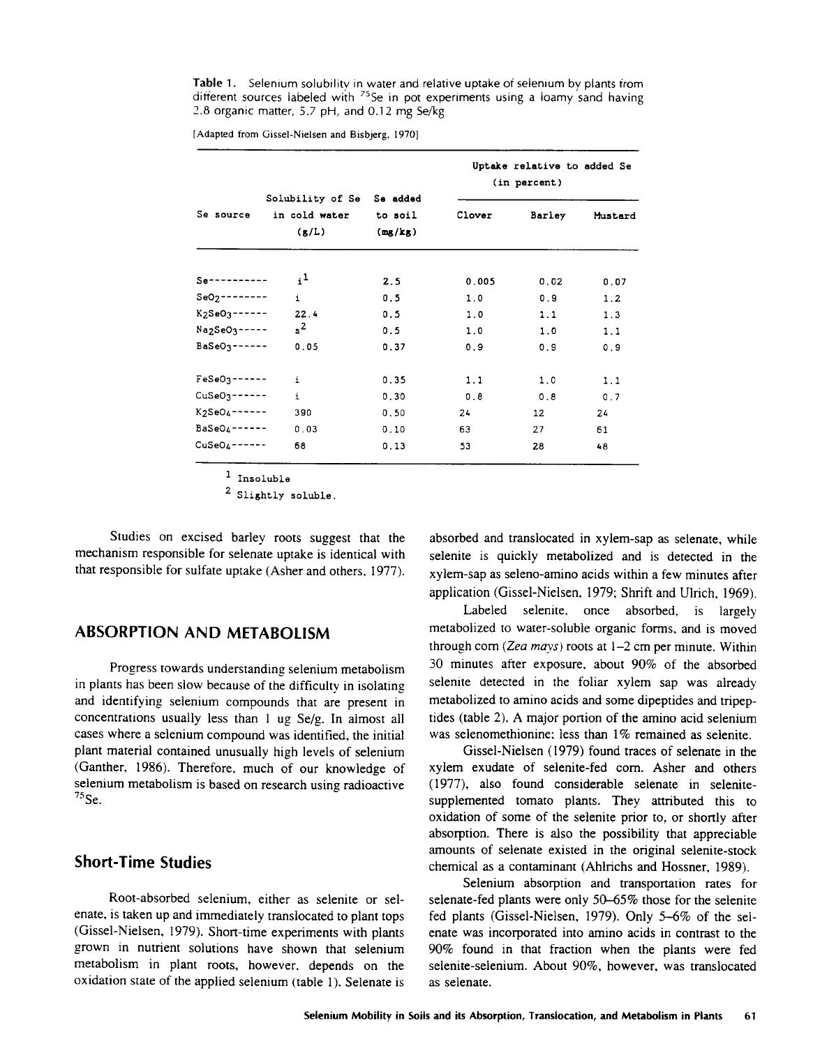**Table 1.** Selenium solubility in water and relative uptake of selenium by plants from different sources labeled with $^{75}Se$ in pot experiments using a loamy sand having 2.8 organic matter, 5.7 pH, and 0.12 mg Se/kg

[Adapted from Gissel-Nielsen and Bisbjerg, 1970]

| Se source | Solubility of Se in cold water (g/L) | Se added to soil (mg/kg) | Uptake relative to added Se (in percent) | | |
|---|---|---|---|---|---|
| | | | Clover | Barley | Mustard |
| Se | i[1] | 2.5 | 0.005 | 0.02 | 0.07 |
| $SeO_2$ | i | 0.5 | 1.0 | 0.9 | 1.2 |
| $K_2SeO_3$ | 22.4 | 0.5 | 1.0 | 1.1 | 1.3 |
| $Na_2SeO_3$ | s[2] | 0.5 | 1.0 | 1.0 | 1.1 |
| $BaSeO_3$ | 0.05 | 0.37 | 0.9 | 0.9 | 0.9 |
| $FeSeO_3$ | i | 0.35 | 1.1 | 1.0 | 1.1 |
| $CuSeO_3$ | i | 0.30 | 0.8 | 0.8 | 0.7 |
| $K_2SeO_4$ | 390 | 0.50 | 24 | 12 | 24 |
| $BaSeO_4$ | 0.03 | 0.10 | 63 | 27 | 61 |
| $CuSeO_4$ | 68 | 0.13 | 53 | 28 | 48 |

[1] Insoluble

[2] Slightly soluble.

Studies on excised barley roots suggest that the mechanism responsible for selenate uptake is identical with that responsible for sulfate uptake (Asher and others, 1977).

## ABSORPTION AND METABOLISM

Progress towards understanding selenium metabolism in plants has been slow because of the difficulty in isolating and identifying selenium compounds that are present in concentrations usually less than 1 ug Se/g. In almost all cases where a selenium compound was identified, the initial plant material contained unusually high levels of selenium (Ganther, 1986). Therefore, much of our knowledge of selenium metabolism is based on research using radioactive $^{75}Se$.

### Short-Time Studies

Root-absorbed selenium, either as selenite or selenate, is taken up and immediately translocated to plant tops (Gissel-Nielsen, 1979). Short-time experiments with plants grown in nutrient solutions have shown that selenium metabolism in plant roots, however, depends on the oxidation state of the applied selenium (table 1). Selenate is absorbed and translocated in xylem-sap as selenate, while selenite is quickly metabolized and is detected in the xylem-sap as seleno-amino acids within a few minutes after application (Gissel-Nielsen, 1979; Shrift and Ulrich, 1969).

Labeled selenite, once absorbed, is largely metabolized to water-soluble organic forms, and is moved through corn (*Zea mays*) roots at 1–2 cm per minute. Within 30 minutes after exposure, about 90% of the absorbed selenite detected in the foliar xylem sap was already metabolized to amino acids and some dipeptides and tripeptides (table 2). A major portion of the amino acid selenium was selenomethionine; less than 1% remained as selenite.

Gissel-Nielsen (1979) found traces of selenate in the xylem exudate of selenite-fed corn. Asher and others (1977), also found considerable selenate in selenite-supplemented tomato plants. They attributed this to oxidation of some of the selenite prior to, or shortly after absorption. There is also the possibility that appreciable amounts of selenate existed in the original selenite-stock chemical as a contaminant (Ahlrichs and Hossner, 1989).

Selenium absorption and transportation rates for selenate-fed plants were only 50–65% those for the selenite fed plants (Gissel-Nielsen, 1979). Only 5–6% of the selenate was incorporated into amino acids in contrast to the 90% found in that fraction when the plants were fed selenite-selenium. About 90%, however, was translocated as selenate.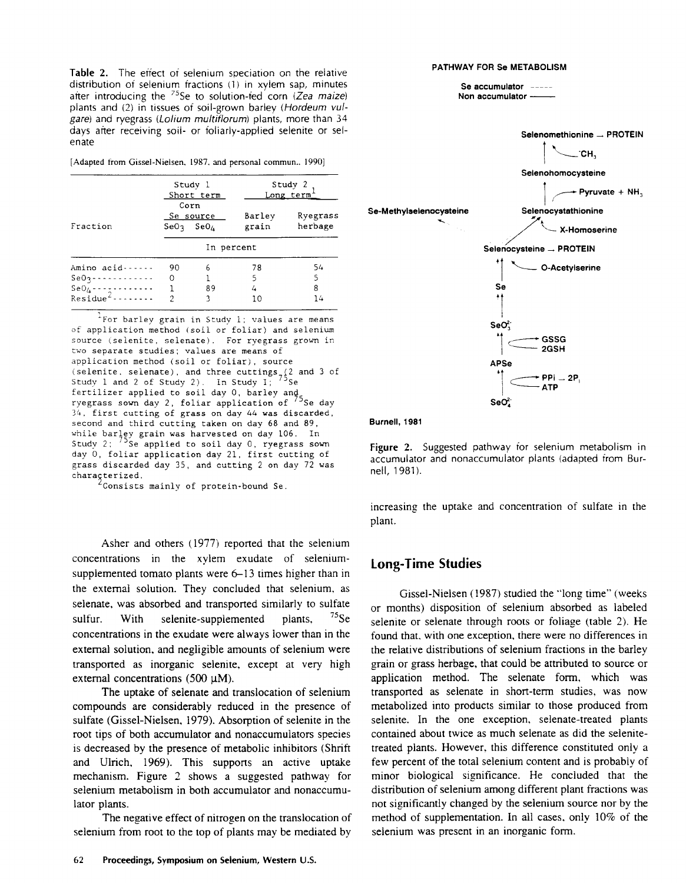**Table 2.** The effect of selenium speciation on the relative distribution of selenium fractions (1) in xylem sap, minutes after introducing the $^{75}$Se to solution-fed corn (*Zea maize*) plants and (2) in tissues of soil-grown barley (*Hordeum vulgare*) and ryegrass (*Lolium multiflorum*) plants, more than 34 days after receiving soil- or foliarly-applied selenite or selenate

[Adapted from Gissel-Nielsen, 1987, and personal commun., 1990]

| Fraction | Study 1 Short term | | Study 2 Long term[1] | |
|---|---|---|---|---|
| | Corn Se source | | Barley grain | Ryegrass herbage |
| | $SeO_3$ | $SeO_4$ | | |
| | In percent | | | |
| Amino acid | 90 | 6 | 78 | 54 |
| $SeO_3$ | 0 | 1 | 5 | 5 |
| $SeO_4$ | 1 | 89 | 4 | 8 |
| Residue[2] | 2 | 3 | 10 | 14 |

[1]For barley grain in Study 1; values are means of application method (soil or foliar) and selenium source (selenite, selenate). For ryegrass grown in two separate studies; values are means of application method (soil or foliar), source (selenite, selenate), and three cuttings (2 and 3 of Study 1 and 2 of Study 2). In Study 1; $^{75}$Se fertilizer applied to soil day 0, barley and ryegrass sown day 2, foliar application of $^{75}$Se day 34, first cutting of grass on day 44 was discarded, second and third cutting taken on day 68 and 89, while barley grain was harvested on day 106. In Study 2: $^{75}$Se applied to soil day 0, ryegrass sown day 0, foliar application day 21, first cutting of grass discarded day 35, and cutting 2 on day 72 was characterized.

[2]Consists mainly of protein-bound Se.

Asher and others (1977) reported that the selenium concentrations in the xylem exudate of selenium-supplemented tomato plants were 6–13 times higher than in the external solution. They concluded that selenium, as selenate, was absorbed and transported similarly to sulfate sulfur. With selenite-supplemented plants, $^{75}$Se concentrations in the exudate were always lower than in the external solution, and negligible amounts of selenium were transported as inorganic selenite, except at very high external concentrations (500 µM).

The uptake of selenate and translocation of selenium compounds are considerably reduced in the presence of sulfate (Gissel-Nielsen, 1979). Absorption of selenite in the root tips of both accumulator and nonaccumulators species is decreased by the presence of metabolic inhibitors (Shrift and Ulrich, 1969). This supports an active uptake mechanism. Figure 2 shows a suggested pathway for selenium metabolism in both accumulator and nonaccumulator plants.

The negative effect of nitrogen on the translocation of selenium from root to the top of plants may be mediated by increasing the uptake and concentration of sulfate in the plant.

PATHWAY FOR Se METABOLISM

Se accumulator -----
Non accumulator ———

Selenomethionine → PROTEIN
$CH_3$
Selenohomocysteine
Pyruvate + $NH_3$
Se-Methylselenocysteine
Selenocystathionine
X-Homoserine
Selenocysteine → PROTEIN
O-Acetylserine
Se
$SeO_3^{2-}$
GSSG
2GSH
APSe
PPi → 2P$_i$
ATP
$SeO_4^{2-}$

Burnell, 1981

**Figure 2.** Suggested pathway for selenium metabolism in accumulator and nonaccumulator plants (adapted from Burnell, 1981).

## Long-Time Studies

Gissel-Nielsen (1987) studied the "long time" (weeks or months) disposition of selenium absorbed as labeled selenite or selenate through roots or foliage (table 2). He found that, with one exception, there were no differences in the relative distributions of selenium fractions in the barley grain or grass herbage, that could be attributed to source or application method. The selenate form, which was transported as selenate in short-term studies, was now metabolized into products similar to those produced from selenite. In the one exception, selenate-treated plants contained about twice as much selenate as did the selenite-treated plants. However, this difference constituted only a few percent of the total selenium content and is probably of minor biological significance. He concluded that the distribution of selenium among different plant fractions was not significantly changed by the selenium source nor by the method of supplementation. In all cases, only 10% of the selenium was present in an inorganic form.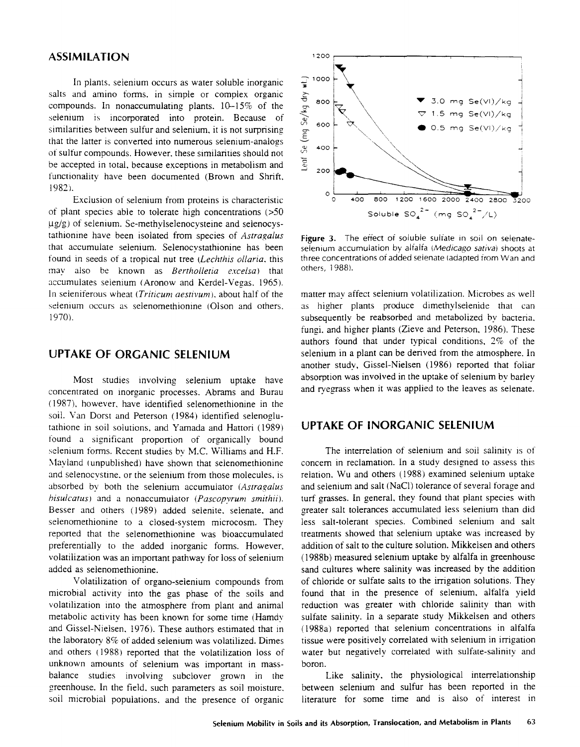## ASSIMILATION

In plants, selenium occurs as water soluble inorganic salts and amino forms, in simple or complex organic compounds. In nonaccumulating plants, 10–15% of the selenium is incorporated into protein. Because of similarities between sulfur and selenium, it is not surprising that the latter is converted into numerous selenium-analogs of sulfur compounds. However, these similarities should not be accepted in total, because exceptions in metabolism and functionality have been documented (Brown and Shrift, 1982).

Exclusion of selenium from proteins is characteristic of plant species able to tolerate high concentrations (>50 μg/g) of selenium. Se-methylselenocysteine and selenocystathionine have been isolated from species of *Astragalus* that accumulate selenium. Selenocystathionine has been found in seeds of a tropical nut tree (*Lechthis ollaria*, this may also be known as *Bertholletia excelsa*) that accumulates selenium (Aronow and Kerdel-Vegas, 1965). In seleniferous wheat (*Triticum aestivum*), about half of the selenium occurs as selenomethionine (Olson and others, 1970).

## UPTAKE OF ORGANIC SELENIUM

Most studies involving selenium uptake have concentrated on inorganic processes. Abrams and Burau (1987), however, have identified selenomethionine in the soil. Van Dorst and Peterson (1984) identified selenoglutathione in soil solutions, and Yamada and Hattori (1989) found a significant proportion of organically bound selenium forms. Recent studies by M.C. Williams and H.F. Mayland (unpublished) have shown that selenomethionine and selenocystine, or the selenium from those molecules, is absorbed by both the selenium accumulator (*Astragalus bisulcatus*) and a nonaccumulator (*Pascopyrum smithii*). Besser and others (1989) added selenite, selenate, and selenomethionine to a closed-system microcosm. They reported that the selenomethionine was bioaccumulated preferentially to the added inorganic forms. However, volatilization was an important pathway for loss of selenium added as selenomethionine.

Volatilization of organo-selenium compounds from microbial activity into the gas phase of the soils and volatilization into the atmosphere from plant and animal metabolic activity has been known for some time (Hamdy and Gissel-Nielsen, 1976). These authors estimated that in the laboratory 8% of added selenium was volatilized. Dimes and others (1988) reported that the volatilization loss of unknown amounts of selenium was important in mass-balance studies involving subclover grown in the greenhouse. In the field, such parameters as soil moisture, soil microbial populations, and the presence of organic matter may affect selenium volatilization. Microbes as well as higher plants produce dimethylselenide that can subsequently be reabsorbed and metabolized by bacteria, fungi, and higher plants (Zieve and Peterson, 1986). These authors found that under typical conditions, 2% of the selenium in a plant can be derived from the atmosphere. In another study, Gissel-Nielsen (1986) reported that foliar absorption was involved in the uptake of selenium by barley and ryegrass when it was applied to the leaves as selenate.

**Figure 3.** The effect of soluble sulfate in soil on selenate-selenium accumulation by alfalfa (*Medicago sativa*) shoots at three concentrations of added selenate (adapted from Wan and others, 1988).

## UPTAKE OF INORGANIC SELENIUM

The interrelation of selenium and soil salinity is of concern in reclamation. In a study designed to assess this relation, Wu and others (1988) examined selenium uptake and selenium and salt (NaCl) tolerance of several forage and turf grasses. In general, they found that plant species with greater salt tolerances accumulated less selenium than did less salt-tolerant species. Combined selenium and salt treatments showed that selenium uptake was increased by addition of salt to the culture solution. Mikkelsen and others (1988b) measured selenium uptake by alfalfa in greenhouse sand cultures where salinity was increased by the addition of chloride or sulfate salts to the irrigation solutions. They found that in the presence of selenium, alfalfa yield reduction was greater with chloride salinity than with sulfate salinity. In a separate study Mikkelsen and others (1988a) reported that selenium concentrations in alfalfa tissue were positively correlated with selenium in irrigation water but negatively correlated with sulfate-salinity and boron.

Like salinity, the physiological interrelationship between selenium and sulfur has been reported in the literature for some time and is also of interest in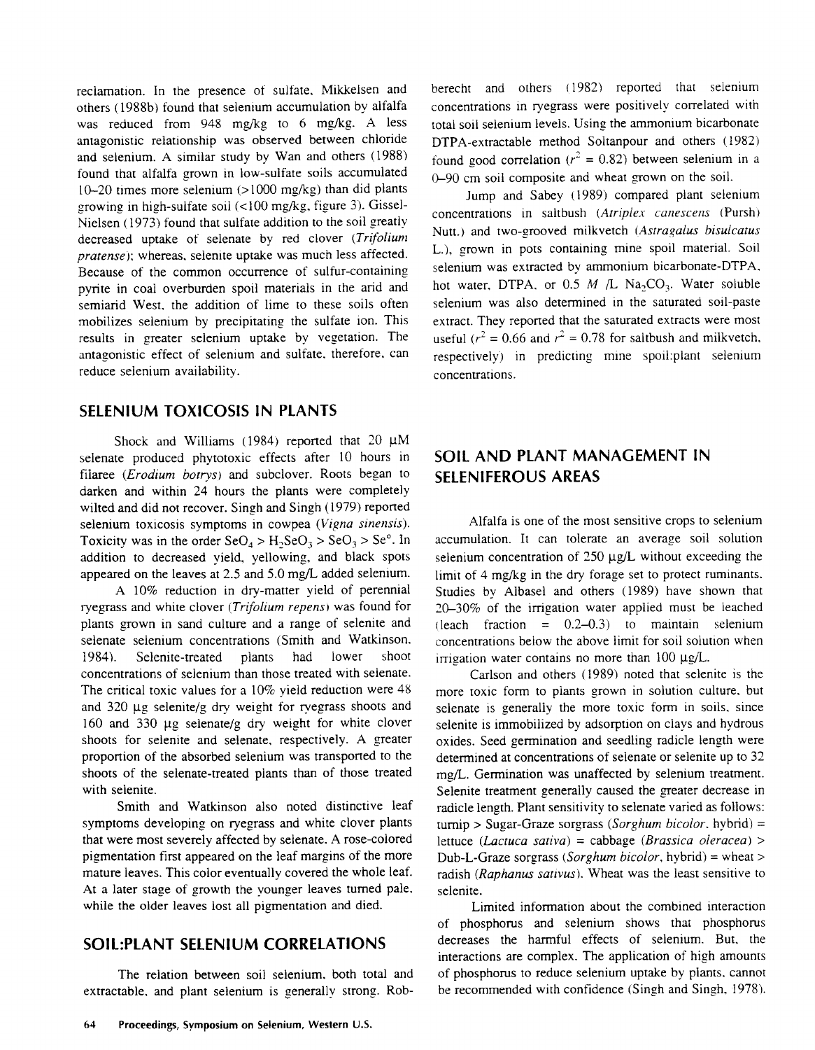reclamation. In the presence of sulfate, Mikkelsen and others (1988b) found that selenium accumulation by alfalfa was reduced from 948 mg/kg to 6 mg/kg. A less antagonistic relationship was observed between chloride and selenium. A similar study by Wan and others (1988) found that alfalfa grown in low-sulfate soils accumulated 10–20 times more selenium (>1000 mg/kg) than did plants growing in high-sulfate soil (<100 mg/kg, figure 3). Gissel-Nielsen (1973) found that sulfate addition to the soil greatly decreased uptake of selenate by red clover (*Trifolium pratense*); whereas, selenite uptake was much less affected. Because of the common occurrence of sulfur-containing pyrite in coal overburden spoil materials in the arid and semiarid West, the addition of lime to these soils often mobilizes selenium by precipitating the sulfate ion. This results in greater selenium uptake by vegetation. The antagonistic effect of selenium and sulfate, therefore, can reduce selenium availability.

## SELENIUM TOXICOSIS IN PLANTS

Shock and Williams (1984) reported that 20 µM selenate produced phytotoxic effects after 10 hours in filaree (*Erodium botrys*) and subclover. Roots began to darken and within 24 hours the plants were completely wilted and did not recover. Singh and Singh (1979) reported selenium toxicosis symptoms in cowpea (*Vigna sinensis*). Toxicity was in the order $SeO_4 > H_2SeO_3 > SeO_3 > Se^{\circ}$. In addition to decreased yield, yellowing, and black spots appeared on the leaves at 2.5 and 5.0 mg/L added selenium.

A 10% reduction in dry-matter yield of perennial ryegrass and white clover (*Trifolium repens*) was found for plants grown in sand culture and a range of selenite and selenate selenium concentrations (Smith and Watkinson, 1984). Selenite-treated plants had lower shoot concentrations of selenium than those treated with selenate. The critical toxic values for a 10% yield reduction were 48 and 320 µg selenite/g dry weight for ryegrass shoots and 160 and 330 µg selenate/g dry weight for white clover shoots for selenite and selenate, respectively. A greater proportion of the absorbed selenium was transported to the shoots of the selenate-treated plants than of those treated with selenite.

Smith and Watkinson also noted distinctive leaf symptoms developing on ryegrass and white clover plants that were most severely affected by selenate. A rose-colored pigmentation first appeared on the leaf margins of the more mature leaves. This color eventually covered the whole leaf. At a later stage of growth the younger leaves turned pale, while the older leaves lost all pigmentation and died.

## SOIL:PLANT SELENIUM CORRELATIONS

The relation between soil selenium, both total and extractable, and plant selenium is generally strong. Robberecht and others (1982) reported that selenium concentrations in ryegrass were positively correlated with total soil selenium levels. Using the ammonium bicarbonate DTPA-extractable method Soltanpour and others (1982) found good correlation ($r^2 = 0.82$) between selenium in a 0–90 cm soil composite and wheat grown on the soil.

Jump and Sabey (1989) compared plant selenium concentrations in saltbush (*Atriplex canescens* (Pursh) Nutt.) and two-grooved milkvetch (*Astragalus bisulcatus* L.), grown in pots containing mine spoil material. Soil selenium was extracted by ammonium bicarbonate-DTPA, hot water, DTPA, or 0.5 *M* /L $Na_2CO_3$. Water soluble selenium was also determined in the saturated soil-paste extract. They reported that the saturated extracts were most useful ($r^2 = 0.66$ and $r^2 = 0.78$ for saltbush and milkvetch, respectively) in predicting mine spoil:plant selenium concentrations.

## SOIL AND PLANT MANAGEMENT IN SELENIFEROUS AREAS

Alfalfa is one of the most sensitive crops to selenium accumulation. It can tolerate an average soil solution selenium concentration of 250 µg/L without exceeding the limit of 4 mg/kg in the dry forage set to protect ruminants. Studies by Albasel and others (1989) have shown that 20–30% of the irrigation water applied must be leached (leach fraction = 0.2–0.3) to maintain selenium concentrations below the above limit for soil solution when irrigation water contains no more than 100 µg/L.

Carlson and others (1989) noted that selenite is the more toxic form to plants grown in solution culture, but selenate is generally the more toxic form in soils, since selenite is immobilized by adsorption on clays and hydrous oxides. Seed germination and seedling radicle length were determined at concentrations of selenate or selenite up to 32 mg/L. Germination was unaffected by selenium treatment. Selenite treatment generally caused the greater decrease in radicle length. Plant sensitivity to selenate varied as follows: turnip > Sugar-Graze sorgrass (*Sorghum bicolor*, hybrid) = lettuce (*Lactuca sativa*) = cabbage (*Brassica oleracea*) > Dub-L-Graze sorgrass (*Sorghum bicolor*, hybrid) = wheat > radish (*Raphanus sativus*). Wheat was the least sensitive to selenite.

Limited information about the combined interaction of phosphorus and selenium shows that phosphorus decreases the harmful effects of selenium. But, the interactions are complex. The application of high amounts of phosphorus to reduce selenium uptake by plants, cannot be recommended with confidence (Singh and Singh, 1978).